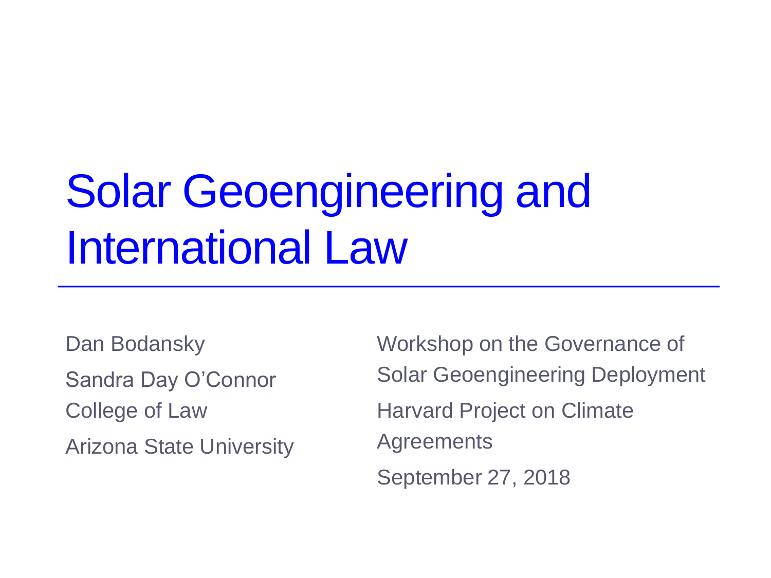# Solar Geoengineering and International Law

Dan Bodansky

Sandra Day O'Connor College of Law

Arizona State University

Workshop on the Governance of Solar Geoengineering Deployment

Harvard Project on Climate Agreements

September 27, 2018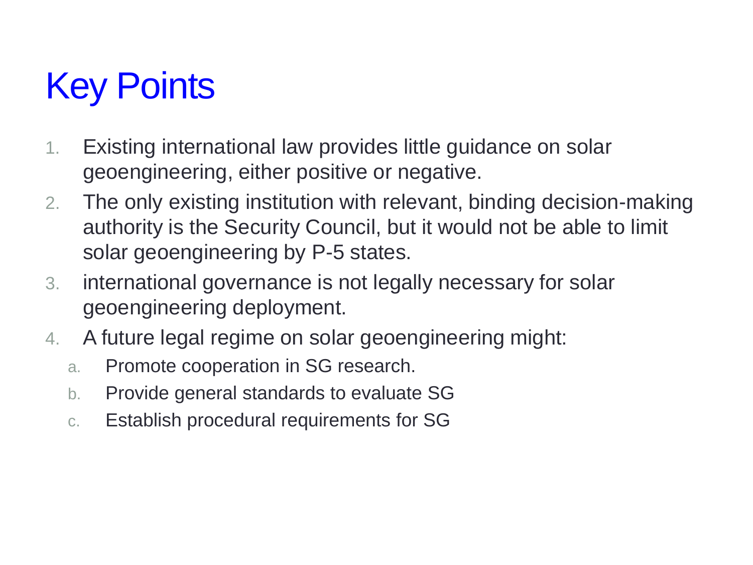# Key Points

1. Existing international law provides little guidance on solar geoengineering, either positive or negative.
2. The only existing institution with relevant, binding decision-making authority is the Security Council, but it would not be able to limit solar geoengineering by P-5 states.
3. international governance is not legally necessary for solar geoengineering deployment.
4. A future legal regime on solar geoengineering might:
   a. Promote cooperation in SG research.
   b. Provide general standards to evaluate SG
   c. Establish procedural requirements for SG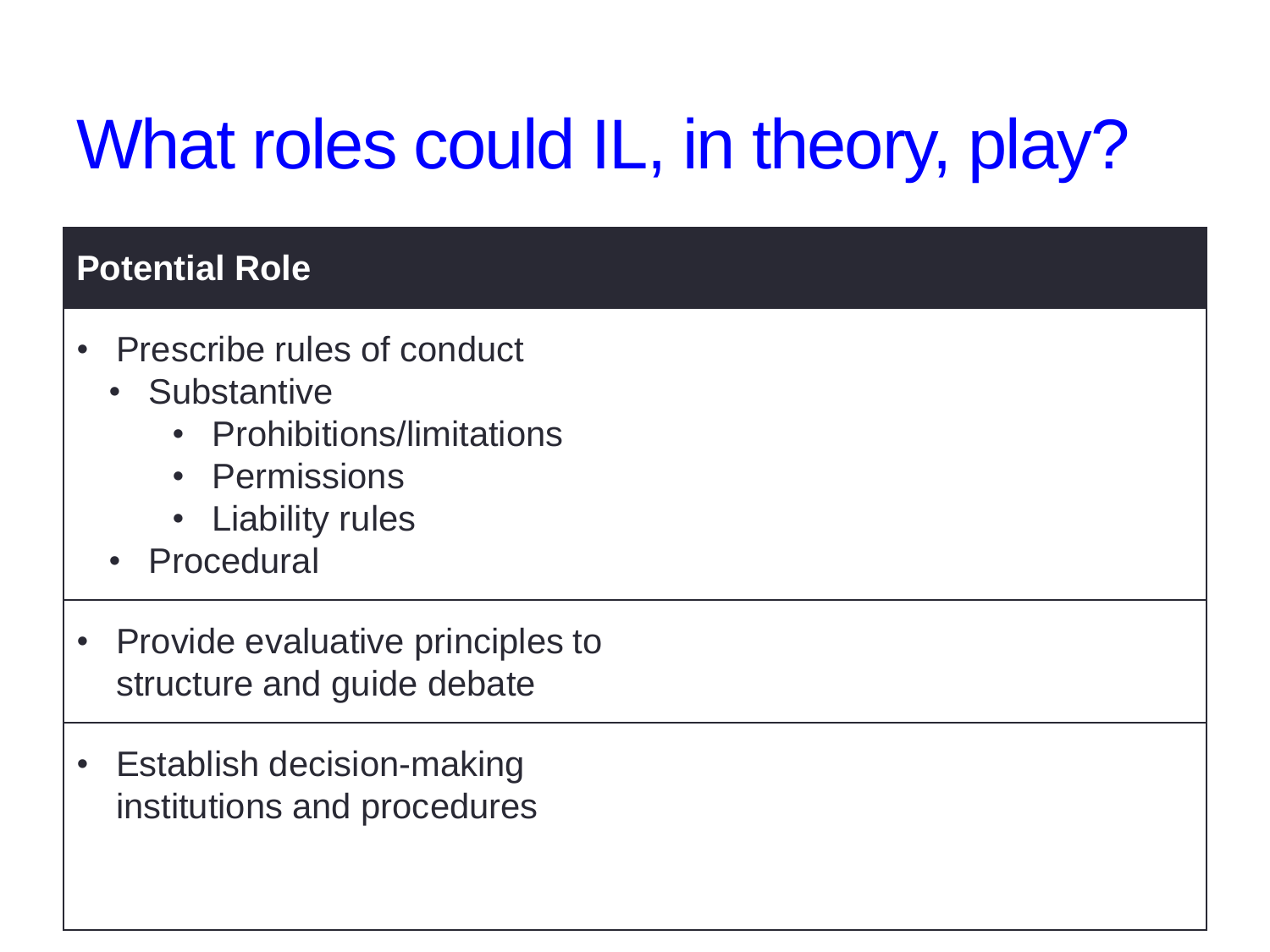# What roles could IL, in theory, play?

| Potential Role |
| --- |
| • Prescribe rules of conduct<br>  • Substantive<br>    • Prohibitions/limitations<br>    • Permissions<br>    • Liability rules<br>  • Procedural |
| • Provide evaluative principles to structure and guide debate |
| • Establish decision-making institutions and procedures |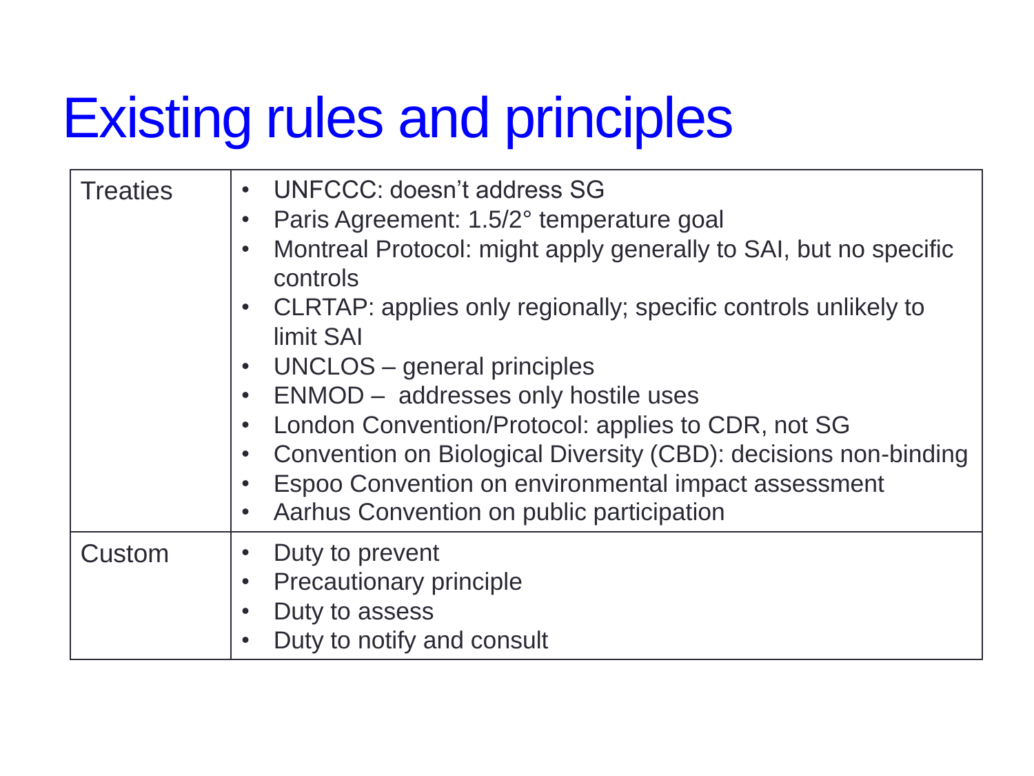# Existing rules and principles

| | |
|---|---|
| Treaties | • UNFCCC: doesn't address SG<br>• Paris Agreement: 1.5/2° temperature goal<br>• Montreal Protocol: might apply generally to SAI, but no specific controls<br>• CLRTAP: applies only regionally; specific controls unlikely to limit SAI<br>• UNCLOS – general principles<br>• ENMOD – addresses only hostile uses<br>• London Convention/Protocol: applies to CDR, not SG<br>• Convention on Biological Diversity (CBD): decisions non-binding<br>• Espoo Convention on environmental impact assessment<br>• Aarhus Convention on public participation |
| Custom | • Duty to prevent<br>• Precautionary principle<br>• Duty to assess<br>• Duty to notify and consult |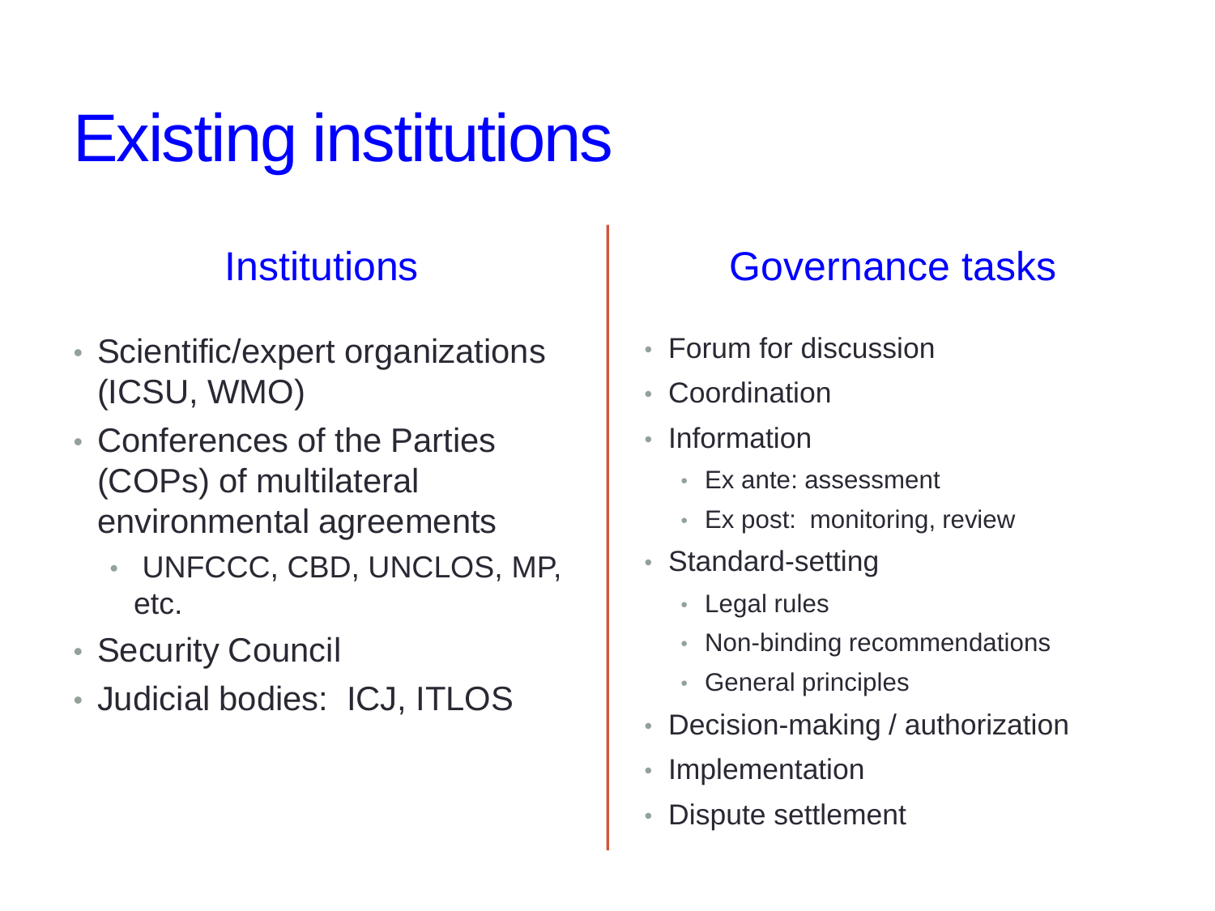# Existing institutions

## Institutions

- Scientific/expert organizations (ICSU, WMO)
- Conferences of the Parties (COPs) of multilateral environmental agreements
  - UNFCCC, CBD, UNCLOS, MP, etc.
- Security Council
- Judicial bodies: ICJ, ITLOS

## Governance tasks

- Forum for discussion
- Coordination
- Information
  - Ex ante: assessment
  - Ex post: monitoring, review
- Standard-setting
  - Legal rules
  - Non-binding recommendations
  - General principles
- Decision-making / authorization
- Implementation
- Dispute settlement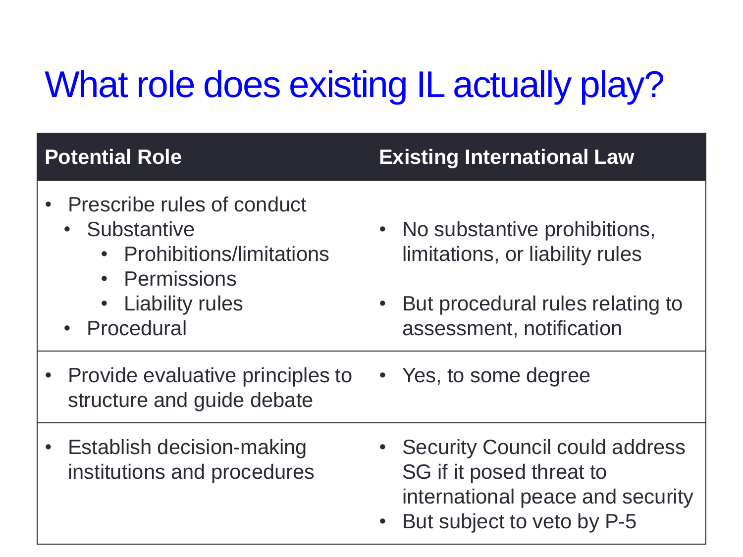# What role does existing IL actually play?

| Potential Role | Existing International Law |
| --- | --- |
| • Prescribe rules of conduct<br>  • Substantive<br>    • Prohibitions/limitations<br>    • Permissions<br>    • Liability rules<br>  • Procedural | • No substantive prohibitions, limitations, or liability rules<br><br>• But procedural rules relating to assessment, notification |
| • Provide evaluative principles to structure and guide debate | • Yes, to some degree |
| • Establish decision-making institutions and procedures | • Security Council could address SG if it posed threat to international peace and security<br>• But subject to veto by P-5 |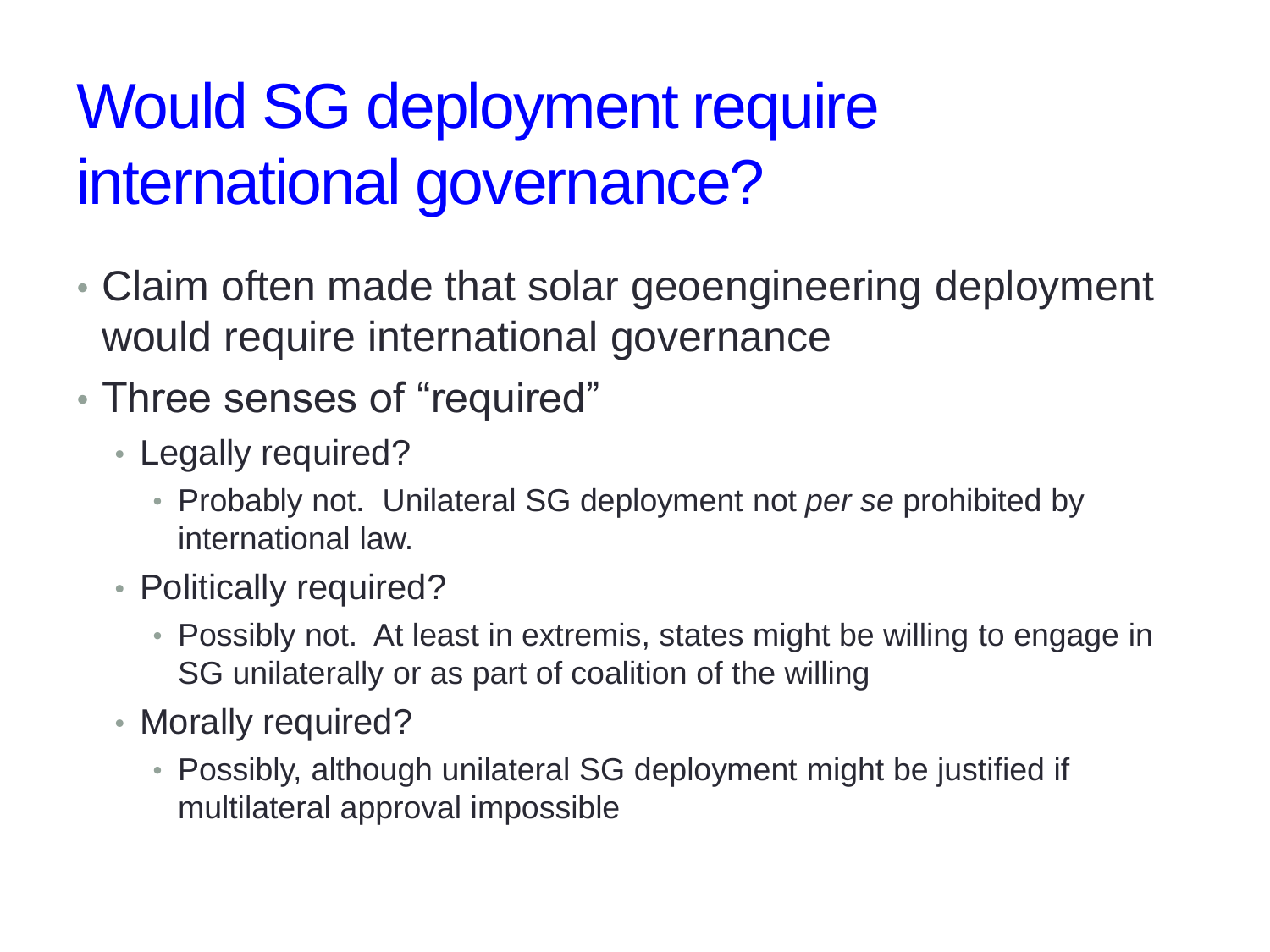# Would SG deployment require international governance?

- Claim often made that solar geoengineering deployment would require international governance
- Three senses of "required"
  - Legally required?
    - Probably not. Unilateral SG deployment not *per se* prohibited by international law.
  - Politically required?
    - Possibly not. At least in extremis, states might be willing to engage in SG unilaterally or as part of coalition of the willing
  - Morally required?
    - Possibly, although unilateral SG deployment might be justified if multilateral approval impossible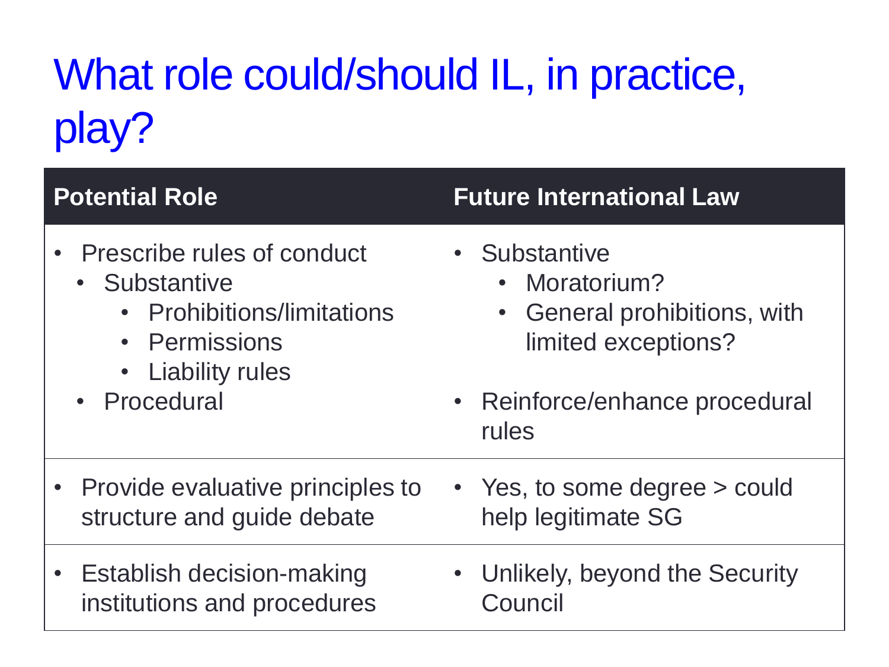# What role could/should IL, in practice, play?

| Potential Role | Future International Law |
| --- | --- |
| • Prescribe rules of conduct<br>  • Substantive<br>    • Prohibitions/limitations<br>    • Permissions<br>    • Liability rules<br>  • Procedural | • Substantive<br>    • Moratorium?<br>    • General prohibitions, with limited exceptions?<br>• Reinforce/enhance procedural rules |
| • Provide evaluative principles to structure and guide debate | • Yes, to some degree > could help legitimate SG |
| • Establish decision-making institutions and procedures | • Unlikely, beyond the Security Council |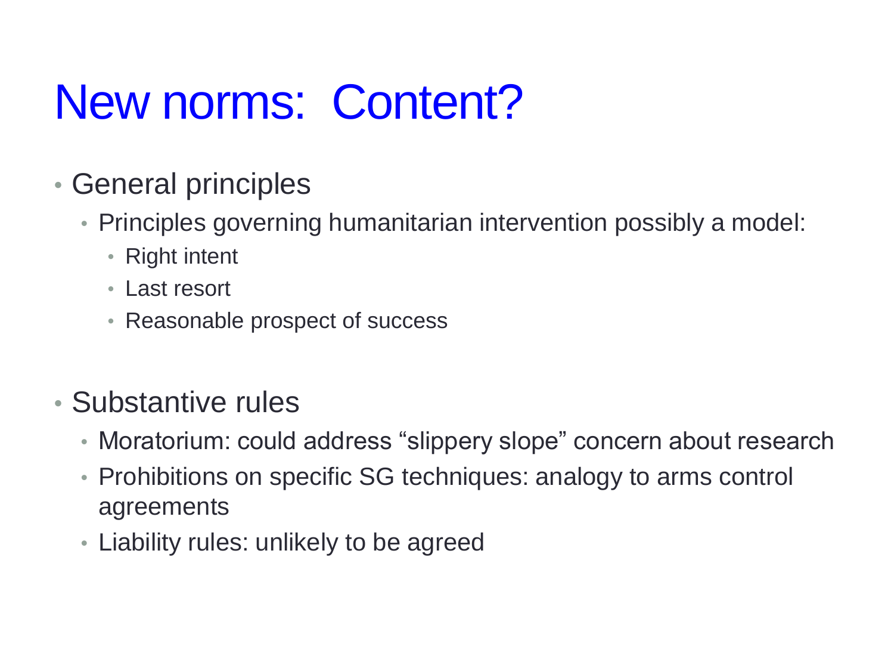# New norms: Content?

- General principles
  - Principles governing humanitarian intervention possibly a model:
    - Right intent
    - Last resort
    - Reasonable prospect of success

- Substantive rules
  - Moratorium: could address "slippery slope" concern about research
  - Prohibitions on specific SG techniques: analogy to arms control agreements
  - Liability rules: unlikely to be agreed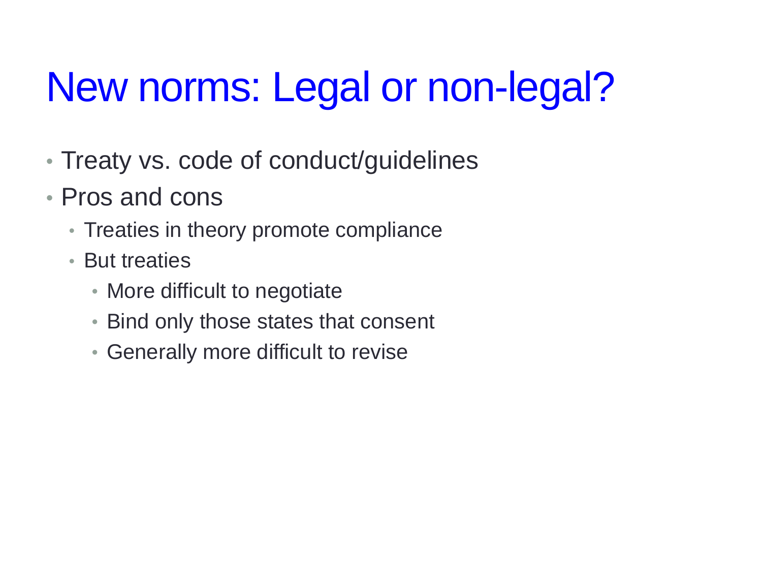# New norms: Legal or non-legal?

- Treaty vs. code of conduct/guidelines
- Pros and cons
  - Treaties in theory promote compliance
  - But treaties
    - More difficult to negotiate
    - Bind only those states that consent
    - Generally more difficult to revise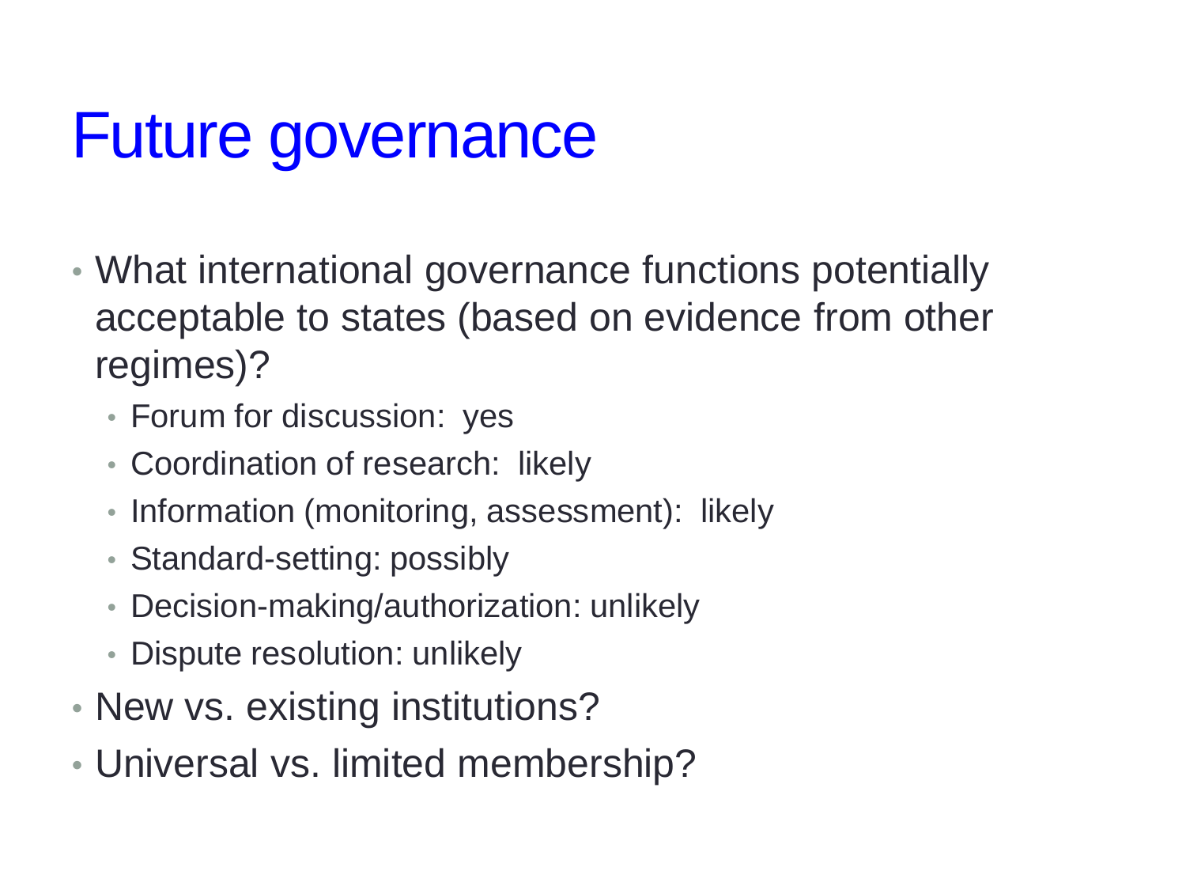# Future governance

- What international governance functions potentially acceptable to states (based on evidence from other regimes)?
  - Forum for discussion: yes
  - Coordination of research: likely
  - Information (monitoring, assessment): likely
  - Standard-setting: possibly
  - Decision-making/authorization: unlikely
  - Dispute resolution: unlikely
- New vs. existing institutions?
- Universal vs. limited membership?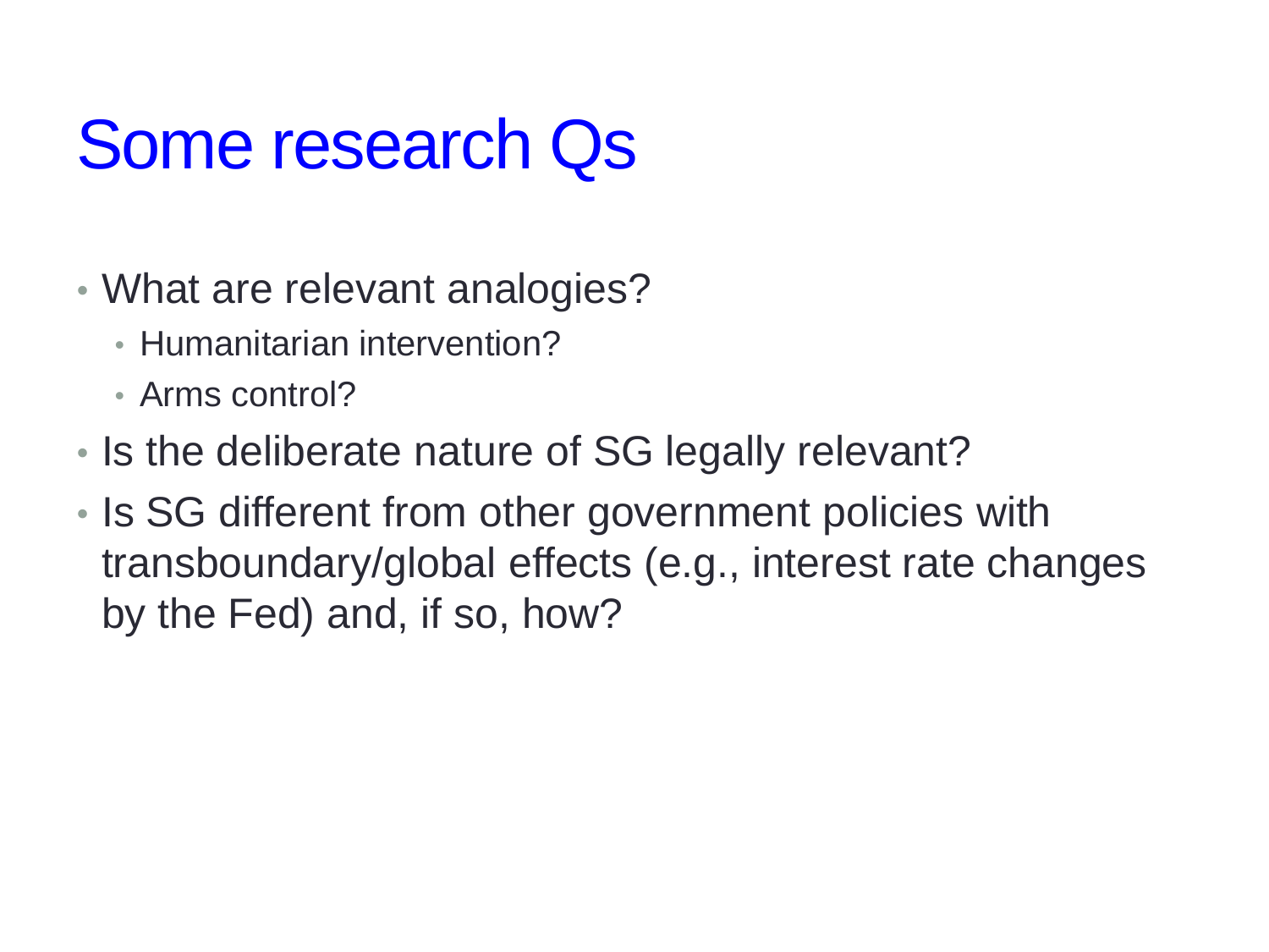# Some research Qs

- What are relevant analogies?
  - Humanitarian intervention?
  - Arms control?
- Is the deliberate nature of SG legally relevant?
- Is SG different from other government policies with transboundary/global effects (e.g., interest rate changes by the Fed) and, if so, how?